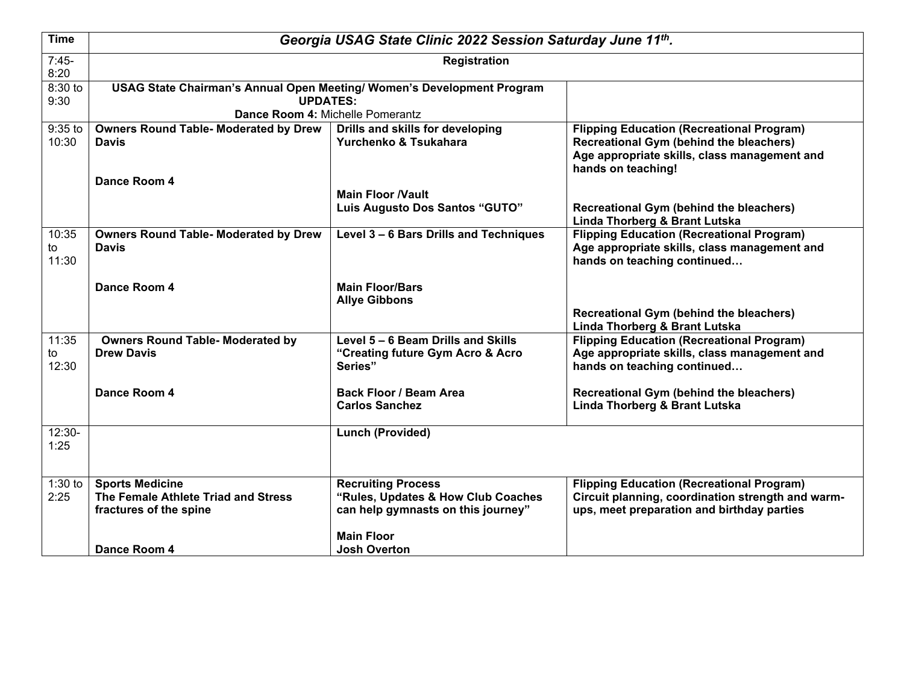| Time | *Georgia USAG State Clinic 2022 Session Saturday June 11th.* | | |
|---|---|---|---|
| 7:45-8:20 | **Registration** | | |
| 8:30 to 9:30 | **USAG State Chairman's Annual Open Meeting/ Women's Development Program UPDATES:** **Dance Room 4:** Michelle Pomerantz | | |
| 9:35 to 10:30 | **Owners Round Table- Moderated by Drew Davis** <br><br> **Dance Room 4** | **Drills and skills for developing Yurchenko & Tsukahara** <br><br> **Main Floor /Vault** <br> **Luis Augusto Dos Santos "GUTO"** | **Flipping Education (Recreational Program)** <br> **Recreational Gym (behind the bleachers)** <br> **Age appropriate skills, class management and hands on teaching!** <br><br> **Recreational Gym (behind the bleachers)** <br> **Linda Thorberg & Brant Lutska** |
| 10:35 to 11:30 | **Owners Round Table- Moderated by Drew Davis** <br><br> **Dance Room 4** | **Level 3 – 6 Bars Drills and Techniques** <br><br> **Main Floor/Bars** <br> **Allye Gibbons** | **Flipping Education (Recreational Program)** <br> **Age appropriate skills, class management and hands on teaching continued…** <br><br> **Recreational Gym (behind the bleachers)** <br> **Linda Thorberg & Brant Lutska** |
| 11:35 to 12:30 | **Owners Round Table- Moderated by Drew Davis** <br><br> **Dance Room 4** | **Level 5 – 6 Beam Drills and Skills "Creating future Gym Acro & Acro Series"** <br><br> **Back Floor / Beam Area** <br> **Carlos Sanchez** | **Flipping Education (Recreational Program)** <br> **Age appropriate skills, class management and hands on teaching continued…** <br><br> **Recreational Gym (behind the bleachers)** <br> **Linda Thorberg & Brant Lutska** |
| 12:30-1:25 | | **Lunch (Provided)** | |
| 1:30 to 2:25 | **Sports Medicine** <br> **The Female Athlete Triad and Stress fractures of the spine** <br><br> **Dance Room 4** | **Recruiting Process** <br> **"Rules, Updates & How Club Coaches can help gymnasts on this journey"** <br><br> **Main Floor** <br> **Josh Overton** | **Flipping Education (Recreational Program)** <br> **Circuit planning, coordination strength and warm-ups, meet preparation and birthday parties** |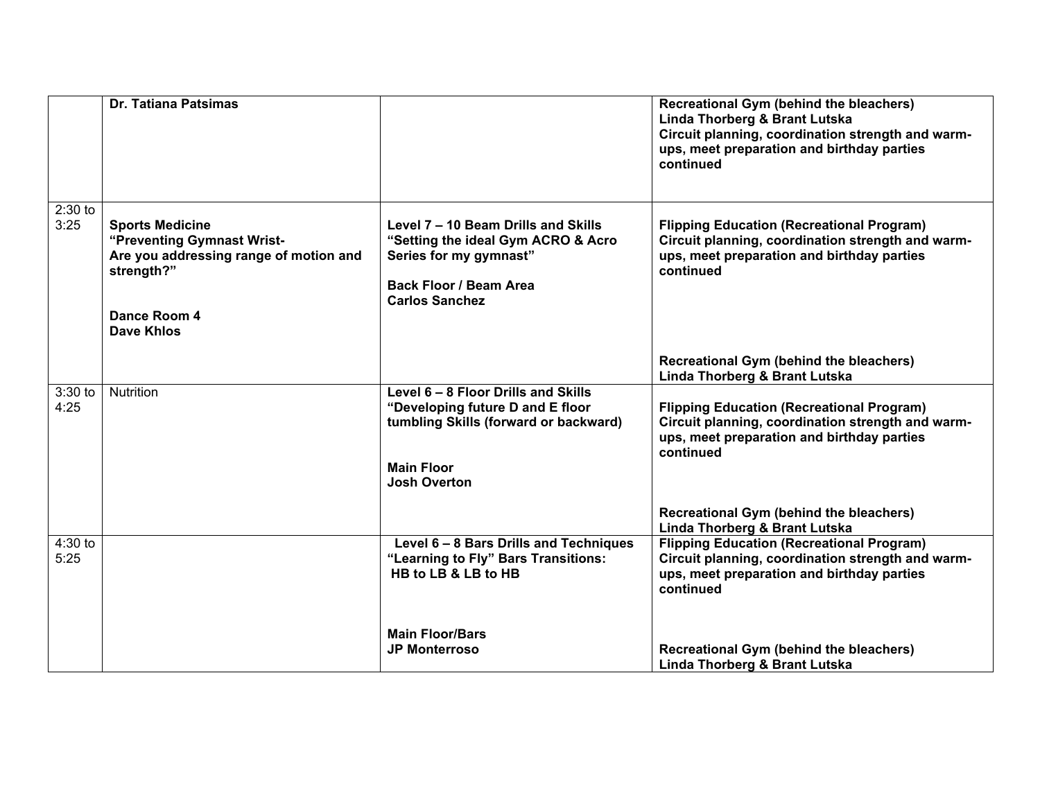| | | | |
|---|---|---|---|
| | **Dr. Tatiana Patsimas** | | **Recreational Gym (behind the bleachers)**<br>**Linda Thorberg & Brant Lutska**<br>**Circuit planning, coordination strength and warm-ups, meet preparation and birthday parties continued** |
| 2:30 to 3:25 | **Sports Medicine**<br>**"Preventing Gymnast Wrist-**<br>**Are you addressing range of motion and strength?"**<br><br>**Dance Room 4**<br>**Dave Khlos** | **Level 7 – 10 Beam Drills and Skills**<br>**"Setting the ideal Gym ACRO & Acro Series for my gymnast"**<br><br>**Back Floor / Beam Area**<br>**Carlos Sanchez** | **Flipping Education (Recreational Program)**<br>**Circuit planning, coordination strength and warm-ups, meet preparation and birthday parties continued**<br><br>**Recreational Gym (behind the bleachers)**<br>**Linda Thorberg & Brant Lutska** |
| 3:30 to 4:25 | Nutrition | **Level 6 – 8 Floor Drills and Skills**<br>**"Developing future D and E floor tumbling Skills (forward or backward)**<br><br>**Main Floor**<br>**Josh Overton** | **Flipping Education (Recreational Program)**<br>**Circuit planning, coordination strength and warm-ups, meet preparation and birthday parties continued**<br><br>**Recreational Gym (behind the bleachers)**<br>**Linda Thorberg & Brant Lutska** |
| 4:30 to 5:25 | | **Level 6 – 8 Bars Drills and Techniques**<br>**"Learning to Fly" Bars Transitions:**<br>**HB to LB & LB to HB**<br><br>**Main Floor/Bars**<br>**JP Monterroso** | **Flipping Education (Recreational Program)**<br>**Circuit planning, coordination strength and warm-ups, meet preparation and birthday parties continued**<br><br>**Recreational Gym (behind the bleachers)**<br>**Linda Thorberg & Brant Lutska** |